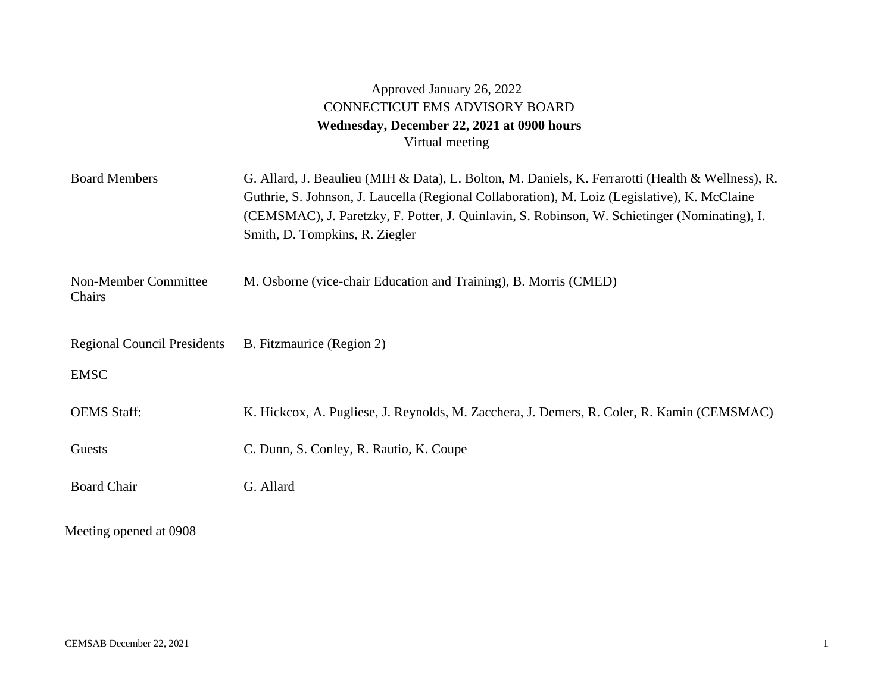Approved January 26, 2022

CONNECTICUT EMS ADVISORY BOARD

**Wednesday, December 22, 2021 at 0900 hours**

Virtual meeting

| | |
|---|---|
| Board Members | G. Allard, J. Beaulieu (MIH & Data), L. Bolton, M. Daniels, K. Ferrarotti (Health & Wellness), R. Guthrie, S. Johnson, J. Laucella (Regional Collaboration), M. Loiz (Legislative), K. McClaine (CEMSMAC), J. Paretzky, F. Potter, J. Quinlavin, S. Robinson, W. Schietinger (Nominating), I. Smith, D. Tompkins, R. Ziegler |
| Non-Member Committee Chairs | M. Osborne (vice-chair Education and Training), B. Morris (CMED) |
| Regional Council Presidents | B. Fitzmaurice (Region 2) |
| EMSC | |
| OEMS Staff: | K. Hickcox, A. Pugliese, J. Reynolds, M. Zacchera, J. Demers, R. Coler, R. Kamin (CEMSMAC) |
| Guests | C. Dunn, S. Conley, R. Rautio, K. Coupe |
| Board Chair | G. Allard |

Meeting opened at 0908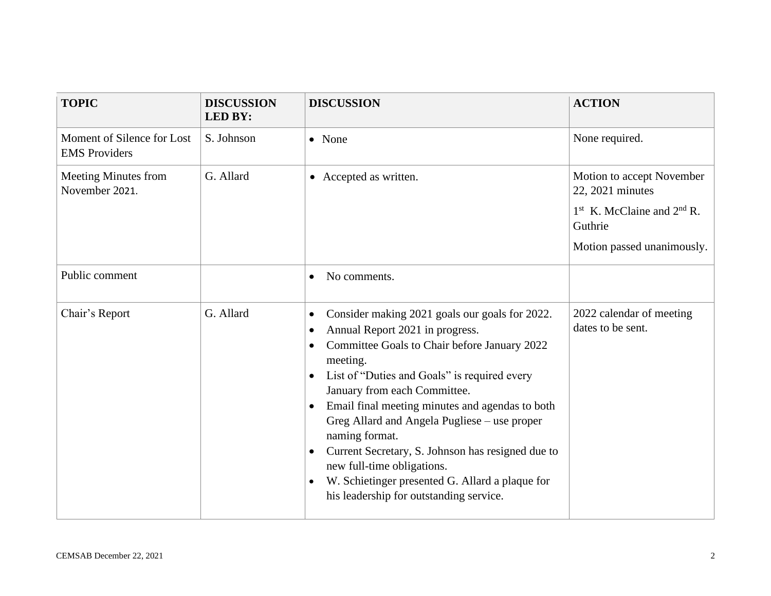| TOPIC | DISCUSSION LED BY: | DISCUSSION | ACTION |
|---|---|---|---|
| Moment of Silence for Lost EMS Providers | S. Johnson | • None | None required. |
| Meeting Minutes from November 2021. | G. Allard | • Accepted as written. | Motion to accept November 22, 2021 minutes<br>1st K. McClaine and 2nd R. Guthrie<br>Motion passed unanimously. |
| Public comment | | • No comments. | |
| Chair's Report | G. Allard | • Consider making 2021 goals our goals for 2022.<br>• Annual Report 2021 in progress.<br>• Committee Goals to Chair before January 2022 meeting.<br>• List of "Duties and Goals" is required every January from each Committee.<br>• Email final meeting minutes and agendas to both Greg Allard and Angela Pugliese – use proper naming format.<br>• Current Secretary, S. Johnson has resigned due to new full-time obligations.<br>• W. Schietinger presented G. Allard a plaque for his leadership for outstanding service. | 2022 calendar of meeting dates to be sent. |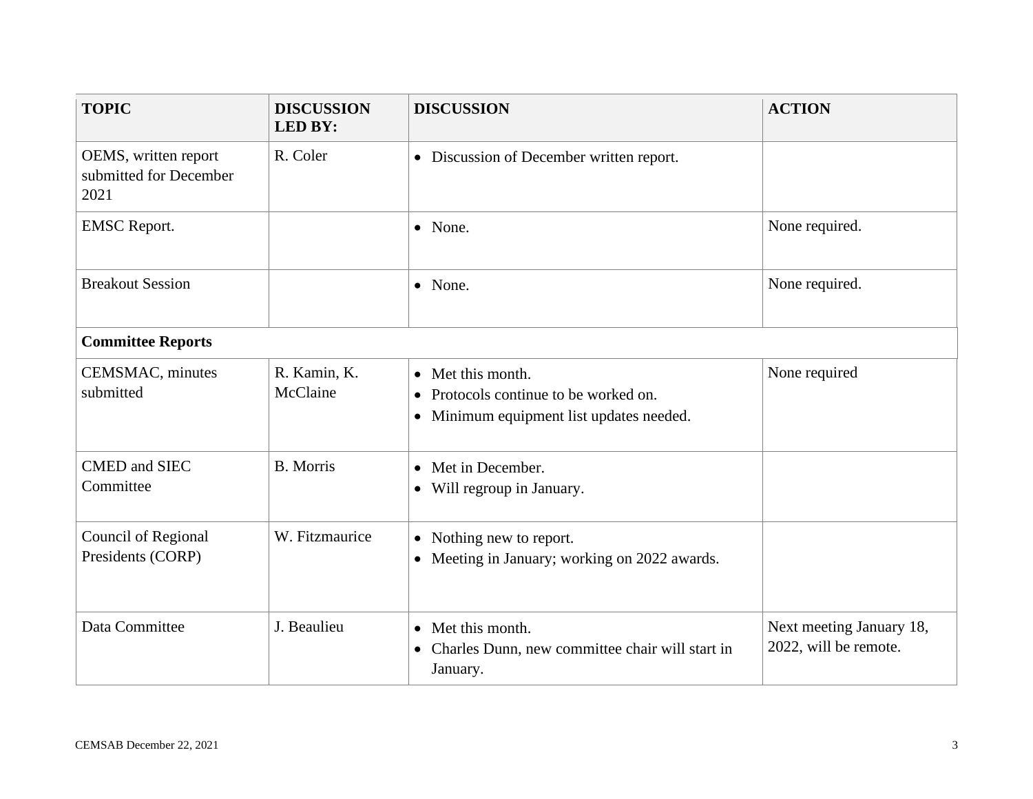| TOPIC | DISCUSSION LED BY: | DISCUSSION | ACTION |
|---|---|---|---|
| OEMS, written report submitted for December 2021 | R. Coler | • Discussion of December written report. | |
| EMSC Report. | | • None. | None required. |
| Breakout Session | | • None. | None required. |
| **Committee Reports** | | | |
| CEMSMAC, minutes submitted | R. Kamin, K. McClaine | • Met this month.<br>• Protocols continue to be worked on.<br>• Minimum equipment list updates needed. | None required |
| CMED and SIEC Committee | B. Morris | • Met in December.<br>• Will regroup in January. | |
| Council of Regional Presidents (CORP) | W. Fitzmaurice | • Nothing new to report.<br>• Meeting in January; working on 2022 awards. | |
| Data Committee | J. Beaulieu | • Met this month.<br>• Charles Dunn, new committee chair will start in January. | Next meeting January 18, 2022, will be remote. |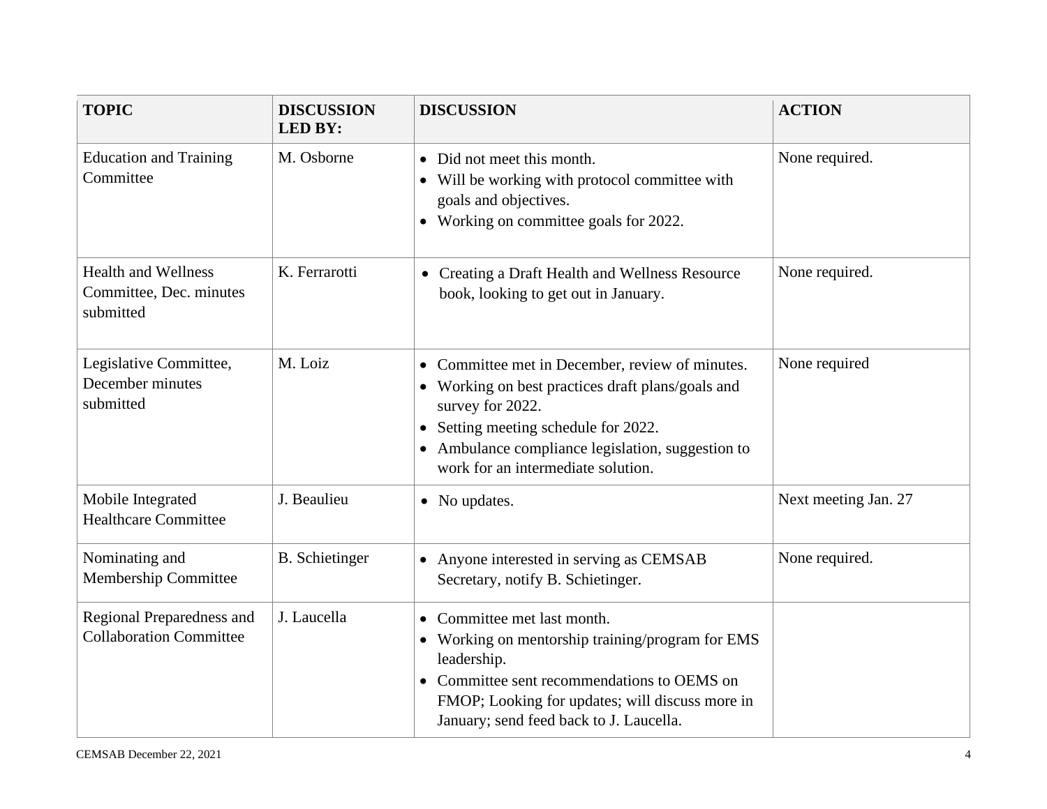| TOPIC | DISCUSSION LED BY: | DISCUSSION | ACTION |
| --- | --- | --- | --- |
| Education and Training Committee | M. Osborne | • Did not meet this month.<br>• Will be working with protocol committee with goals and objectives.<br>• Working on committee goals for 2022. | None required. |
| Health and Wellness Committee, Dec. minutes submitted | K. Ferrarotti | • Creating a Draft Health and Wellness Resource book, looking to get out in January. | None required. |
| Legislative Committee, December minutes submitted | M. Loiz | • Committee met in December, review of minutes.<br>• Working on best practices draft plans/goals and survey for 2022.<br>• Setting meeting schedule for 2022.<br>• Ambulance compliance legislation, suggestion to work for an intermediate solution. | None required |
| Mobile Integrated Healthcare Committee | J. Beaulieu | • No updates. | Next meeting Jan. 27 |
| Nominating and Membership Committee | B. Schietinger | • Anyone interested in serving as CEMSAB Secretary, notify B. Schietinger. | None required. |
| Regional Preparedness and Collaboration Committee | J. Laucella | • Committee met last month.<br>• Working on mentorship training/program for EMS leadership.<br>• Committee sent recommendations to OEMS on FMOP; Looking for updates; will discuss more in January; send feed back to J. Laucella. | |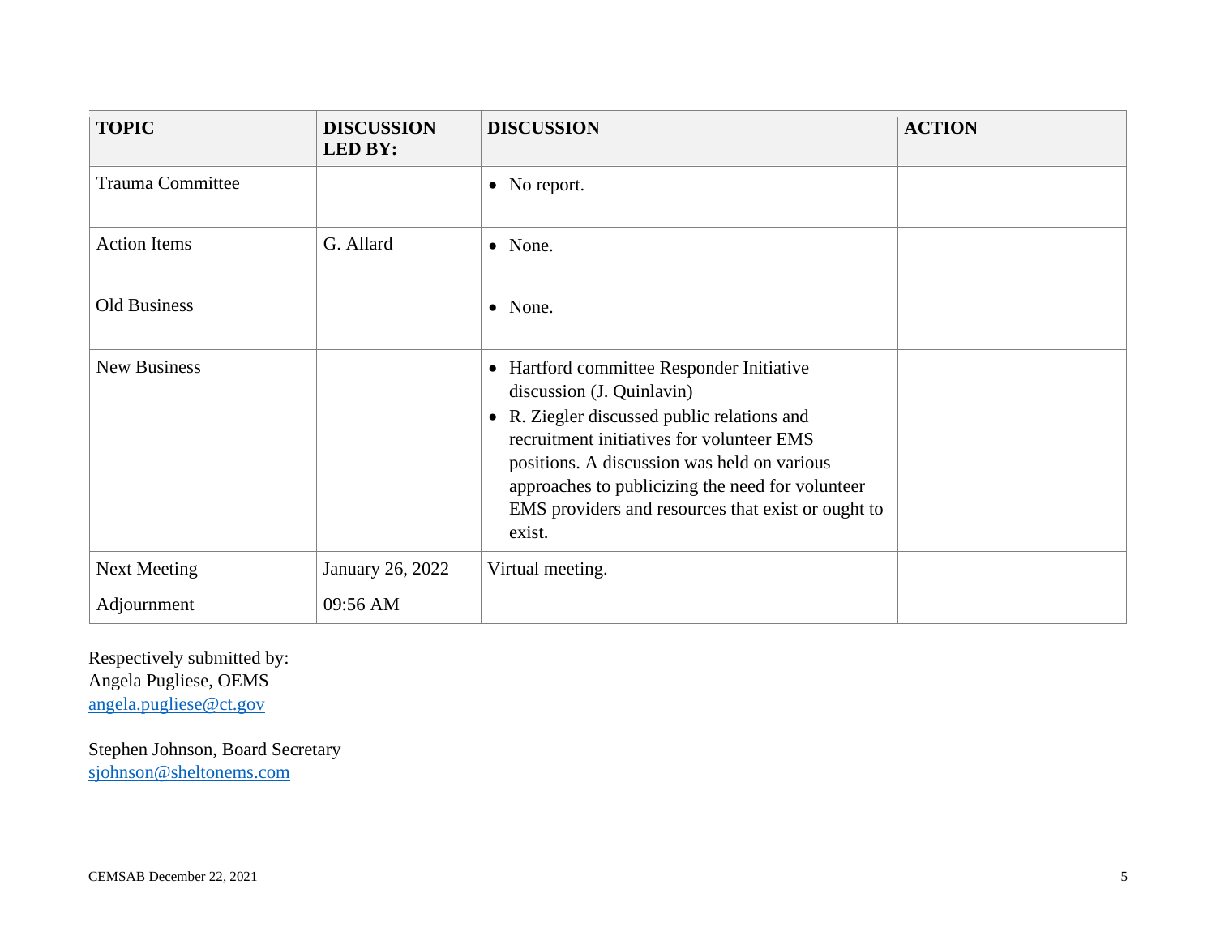| TOPIC | DISCUSSION LED BY: | DISCUSSION | ACTION |
|---|---|---|---|
| Trauma Committee | | • No report. | |
| Action Items | G. Allard | • None. | |
| Old Business | | • None. | |
| New Business | | • Hartford committee Responder Initiative discussion (J. Quinlavin)<br>• R. Ziegler discussed public relations and recruitment initiatives for volunteer EMS positions. A discussion was held on various approaches to publicizing the need for volunteer EMS providers and resources that exist or ought to exist. | |
| Next Meeting | January 26, 2022 | Virtual meeting. | |
| Adjournment | 09:56 AM | | |

Respectively submitted by:
Angela Pugliese, OEMS
angela.pugliese@ct.gov

Stephen Johnson, Board Secretary
sjohnson@sheltonems.com